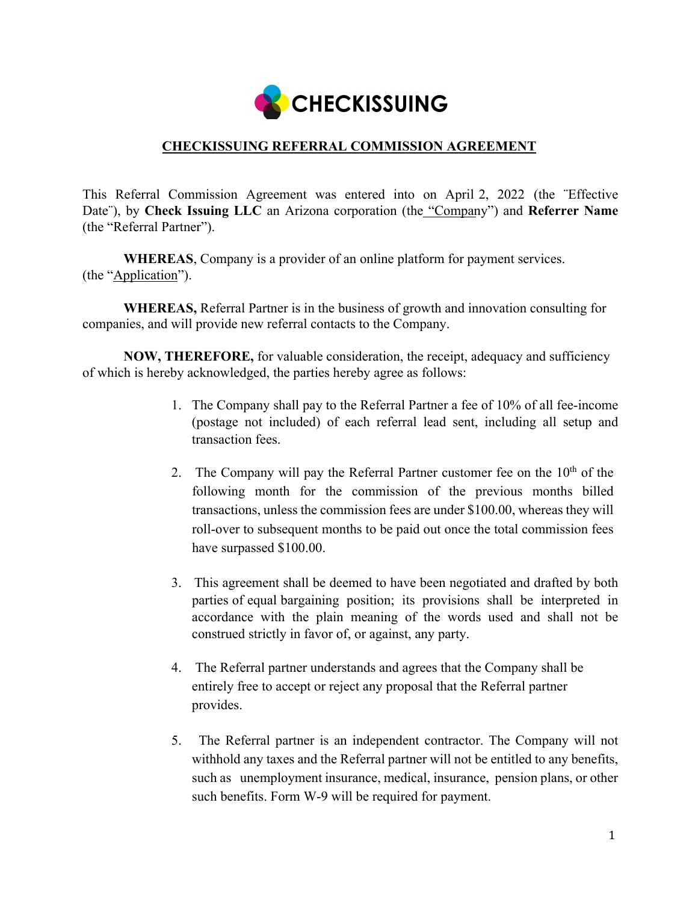CHECKISSUING

# CHECKISSUING REFERRAL COMMISSION AGREEMENT

This Referral Commission Agreement was entered into on April 2, 2022 (the ¨Effective Date¨), by **Check Issuing LLC** an Arizona corporation (the "Company") and **Referrer Name** (the "Referral Partner").

**WHEREAS**, Company is a provider of an online platform for payment services. (the "Application").

**WHEREAS,** Referral Partner is in the business of growth and innovation consulting for companies, and will provide new referral contacts to the Company.

**NOW, THEREFORE,** for valuable consideration, the receipt, adequacy and sufficiency of which is hereby acknowledged, the parties hereby agree as follows:

1. The Company shall pay to the Referral Partner a fee of 10% of all fee-income (postage not included) of each referral lead sent, including all setup and transaction fees.

2. The Company will pay the Referral Partner customer fee on the 10th of the following month for the commission of the previous months billed transactions, unless the commission fees are under $100.00, whereas they will roll-over to subsequent months to be paid out once the total commission fees have surpassed $100.00.

3. This agreement shall be deemed to have been negotiated and drafted by both parties of equal bargaining position; its provisions shall be interpreted in accordance with the plain meaning of the words used and shall not be construed strictly in favor of, or against, any party.

4. The Referral partner understands and agrees that the Company shall be entirely free to accept or reject any proposal that the Referral partner provides.

5. The Referral partner is an independent contractor. The Company will not withhold any taxes and the Referral partner will not be entitled to any benefits, such as unemployment insurance, medical, insurance, pension plans, or other such benefits. Form W-9 will be required for payment.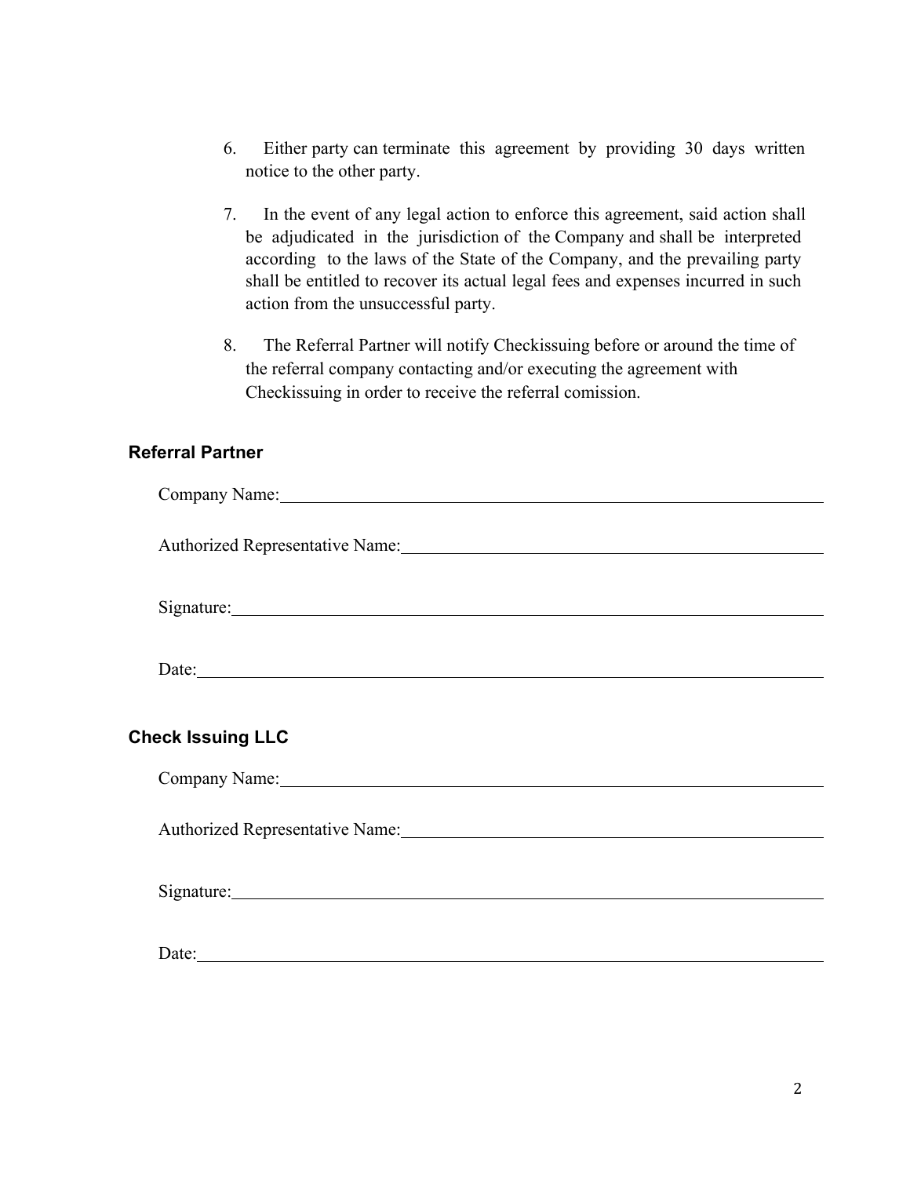6. Either party can terminate this agreement by providing 30 days written notice to the other party.

7. In the event of any legal action to enforce this agreement, said action shall be adjudicated in the jurisdiction of the Company and shall be interpreted according to the laws of the State of the Company, and the prevailing party shall be entitled to recover its actual legal fees and expenses incurred in such action from the unsuccessful party.

8. The Referral Partner will notify Checkissuing before or around the time of the referral company contacting and/or executing the agreement with Checkissuing in order to receive the referral comission.

### Referral Partner

Company Name: ______________________________

Authorized Representative Name: ______________________________

Signature: ______________________________

Date: ______________________________

### Check Issuing LLC

Company Name: ______________________________

Authorized Representative Name: ______________________________

Signature: ______________________________

Date: ______________________________